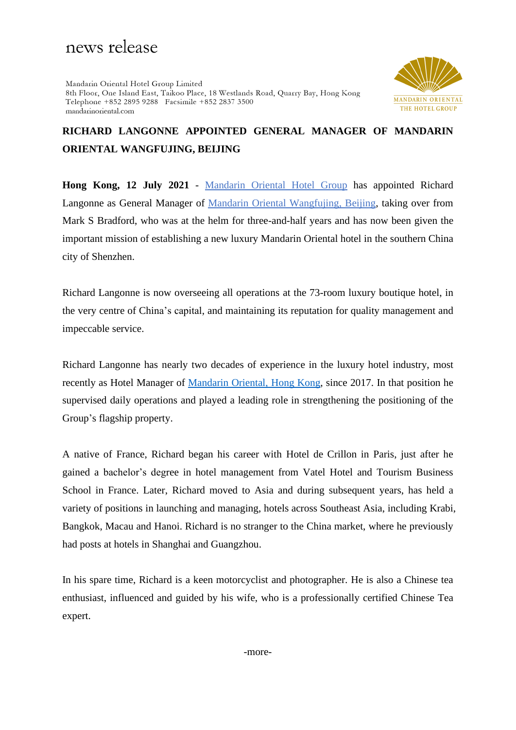news release

Mandarin Oriental Hotel Group Limited
8th Floor, One Island East, Taikoo Place, 18 Westlands Road, Quarry Bay, Hong Kong
Telephone +852 2895 9288 Facsimile +852 2837 3500
mandarinoriental.com

MANDARIN ORIENTAL
THE HOTEL GROUP

# RICHARD LANGONNE APPOINTED GENERAL MANAGER OF MANDARIN ORIENTAL WANGFUJING, BEIJING

**Hong Kong, 12 July 2021** - Mandarin Oriental Hotel Group has appointed Richard Langonne as General Manager of Mandarin Oriental Wangfujing, Beijing, taking over from Mark S Bradford, who was at the helm for three-and-half years and has now been given the important mission of establishing a new luxury Mandarin Oriental hotel in the southern China city of Shenzhen.

Richard Langonne is now overseeing all operations at the 73-room luxury boutique hotel, in the very centre of China's capital, and maintaining its reputation for quality management and impeccable service.

Richard Langonne has nearly two decades of experience in the luxury hotel industry, most recently as Hotel Manager of Mandarin Oriental, Hong Kong, since 2017. In that position he supervised daily operations and played a leading role in strengthening the positioning of the Group's flagship property.

A native of France, Richard began his career with Hotel de Crillon in Paris, just after he gained a bachelor's degree in hotel management from Vatel Hotel and Tourism Business School in France. Later, Richard moved to Asia and during subsequent years, has held a variety of positions in launching and managing, hotels across Southeast Asia, including Krabi, Bangkok, Macau and Hanoi. Richard is no stranger to the China market, where he previously had posts at hotels in Shanghai and Guangzhou.

In his spare time, Richard is a keen motorcyclist and photographer. He is also a Chinese tea enthusiast, influenced and guided by his wife, who is a professionally certified Chinese Tea expert.

-more-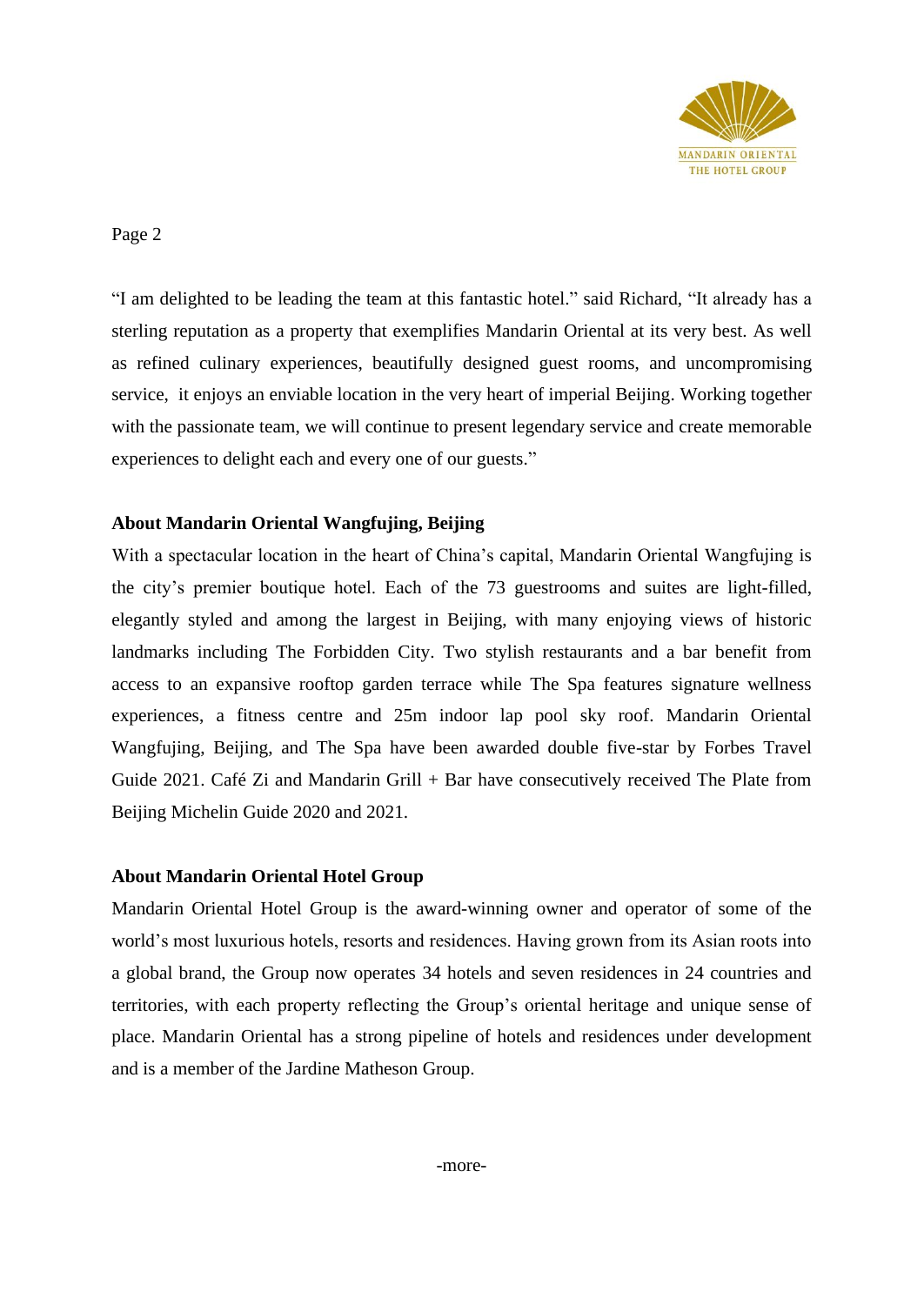"I am delighted to be leading the team at this fantastic hotel." said Richard, "It already has a sterling reputation as a property that exemplifies Mandarin Oriental at its very best. As well as refined culinary experiences, beautifully designed guest rooms, and uncompromising service, it enjoys an enviable location in the very heart of imperial Beijing. Working together with the passionate team, we will continue to present legendary service and create memorable experiences to delight each and every one of our guests."

**About Mandarin Oriental Wangfujing, Beijing**

With a spectacular location in the heart of China's capital, Mandarin Oriental Wangfujing is the city's premier boutique hotel. Each of the 73 guestrooms and suites are light-filled, elegantly styled and among the largest in Beijing, with many enjoying views of historic landmarks including The Forbidden City. Two stylish restaurants and a bar benefit from access to an expansive rooftop garden terrace while The Spa features signature wellness experiences, a fitness centre and 25m indoor lap pool sky roof. Mandarin Oriental Wangfujing, Beijing, and The Spa have been awarded double five-star by Forbes Travel Guide 2021. Café Zi and Mandarin Grill + Bar have consecutively received The Plate from Beijing Michelin Guide 2020 and 2021.

**About Mandarin Oriental Hotel Group**

Mandarin Oriental Hotel Group is the award-winning owner and operator of some of the world's most luxurious hotels, resorts and residences. Having grown from its Asian roots into a global brand, the Group now operates 34 hotels and seven residences in 24 countries and territories, with each property reflecting the Group's oriental heritage and unique sense of place. Mandarin Oriental has a strong pipeline of hotels and residences under development and is a member of the Jardine Matheson Group.

-more-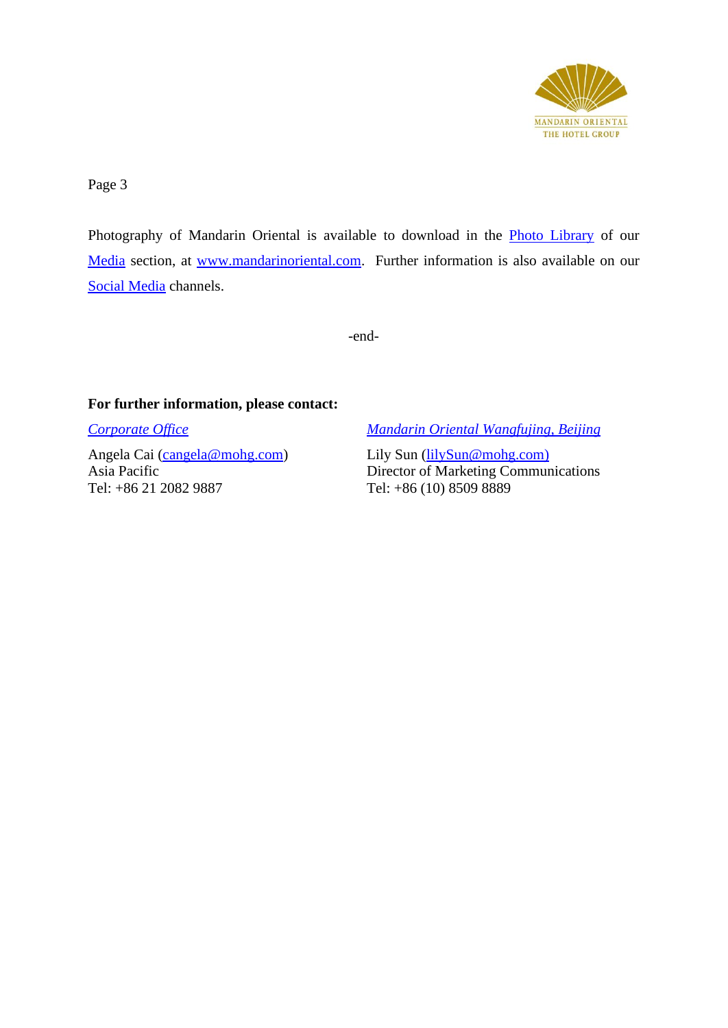Photography of Mandarin Oriental is available to download in the Photo Library of our Media section, at www.mandarinoriental.com. Further information is also available on our Social Media channels.

-end-

**For further information, please contact:**

*Corporate Office*

Angela Cai (cangela@mohg.com)
Asia Pacific
Tel: +86 21 2082 9887

*Mandarin Oriental Wangfujing, Beijing*

Lily Sun (lilySun@mohg.com)
Director of Marketing Communications
Tel: +86 (10) 8509 8889